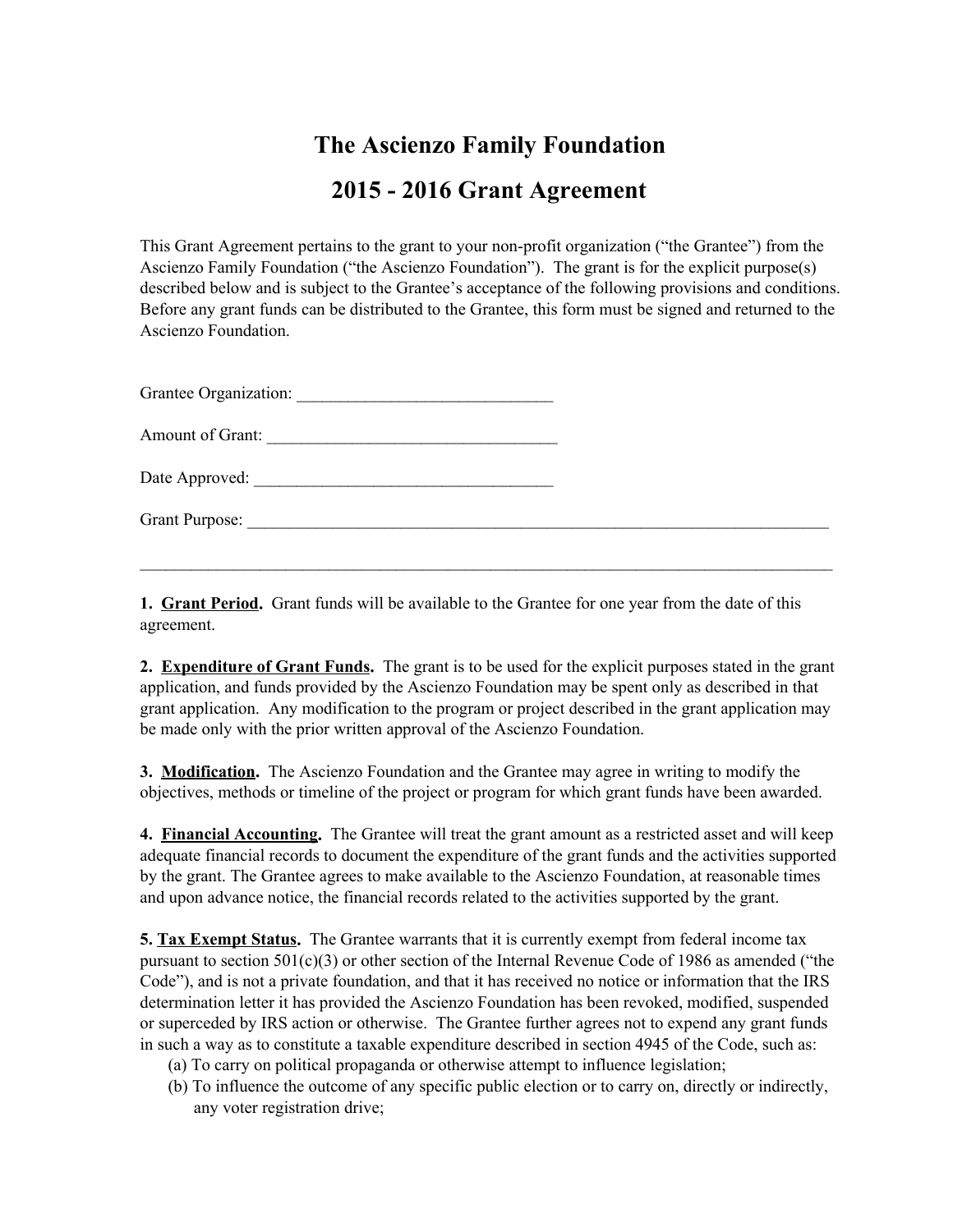# The Ascienzo Family Foundation

## 2015 - 2016 Grant Agreement

This Grant Agreement pertains to the grant to your non-profit organization ("the Grantee") from the Ascienzo Family Foundation ("the Ascienzo Foundation"). The grant is for the explicit purpose(s) described below and is subject to the Grantee's acceptance of the following provisions and conditions. Before any grant funds can be distributed to the Grantee, this form must be signed and returned to the Ascienzo Foundation.

Grantee Organization: ______________________________

Amount of Grant: __________________________________

Date Approved: ___________________________________

Grant Purpose: ______________________________________________________________________

_________________________________________________________________________________

**1. Grant Period.** Grant funds will be available to the Grantee for one year from the date of this agreement.

**2. Expenditure of Grant Funds.** The grant is to be used for the explicit purposes stated in the grant application, and funds provided by the Ascienzo Foundation may be spent only as described in that grant application. Any modification to the program or project described in the grant application may be made only with the prior written approval of the Ascienzo Foundation.

**3. Modification.** The Ascienzo Foundation and the Grantee may agree in writing to modify the objectives, methods or timeline of the project or program for which grant funds have been awarded.

**4. Financial Accounting.** The Grantee will treat the grant amount as a restricted asset and will keep adequate financial records to document the expenditure of the grant funds and the activities supported by the grant. The Grantee agrees to make available to the Ascienzo Foundation, at reasonable times and upon advance notice, the financial records related to the activities supported by the grant.

**5. Tax Exempt Status.** The Grantee warrants that it is currently exempt from federal income tax pursuant to section 501(c)(3) or other section of the Internal Revenue Code of 1986 as amended ("the Code"), and is not a private foundation, and that it has received no notice or information that the IRS determination letter it has provided the Ascienzo Foundation has been revoked, modified, suspended or superceded by IRS action or otherwise. The Grantee further agrees not to expend any grant funds in such a way as to constitute a taxable expenditure described in section 4945 of the Code, such as:

(a) To carry on political propaganda or otherwise attempt to influence legislation;

(b) To influence the outcome of any specific public election or to carry on, directly or indirectly, any voter registration drive;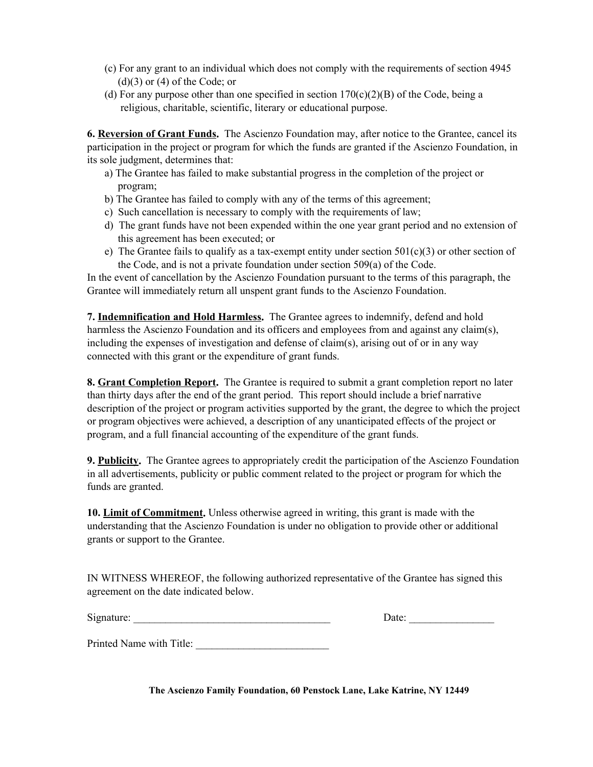(c) For any grant to an individual which does not comply with the requirements of section 4945 (d)(3) or (4) of the Code; or

(d) For any purpose other than one specified in section 170(c)(2)(B) of the Code, being a religious, charitable, scientific, literary or educational purpose.

**6. <u>Reversion of Grant Funds</u>.** The Ascienzo Foundation may, after notice to the Grantee, cancel its participation in the project or program for which the funds are granted if the Ascienzo Foundation, in its sole judgment, determines that:

a) The Grantee has failed to make substantial progress in the completion of the project or program;

b) The Grantee has failed to comply with any of the terms of this agreement;

c) Such cancellation is necessary to comply with the requirements of law;

d) The grant funds have not been expended within the one year grant period and no extension of this agreement has been executed; or

e) The Grantee fails to qualify as a tax-exempt entity under section 501(c)(3) or other section of the Code, and is not a private foundation under section 509(a) of the Code.

In the event of cancellation by the Ascienzo Foundation pursuant to the terms of this paragraph, the Grantee will immediately return all unspent grant funds to the Ascienzo Foundation.

**7. <u>Indemnification and Hold Harmless</u>.** The Grantee agrees to indemnify, defend and hold harmless the Ascienzo Foundation and its officers and employees from and against any claim(s), including the expenses of investigation and defense of claim(s), arising out of or in any way connected with this grant or the expenditure of grant funds.

**8. <u>Grant Completion Report</u>.** The Grantee is required to submit a grant completion report no later than thirty days after the end of the grant period. This report should include a brief narrative description of the project or program activities supported by the grant, the degree to which the project or program objectives were achieved, a description of any unanticipated effects of the project or program, and a full financial accounting of the expenditure of the grant funds.

**9. <u>Publicity</u>.** The Grantee agrees to appropriately credit the participation of the Ascienzo Foundation in all advertisements, publicity or public comment related to the project or program for which the funds are granted.

**10. <u>Limit of Commitment</u>.** Unless otherwise agreed in writing, this grant is made with the understanding that the Ascienzo Foundation is under no obligation to provide other or additional grants or support to the Grantee.

IN WITNESS WHEREOF, the following authorized representative of the Grantee has signed this agreement on the date indicated below.

Signature: _____________________________________ Date: ________________

Printed Name with Title: _________________________

**The Ascienzo Family Foundation, 60 Penstock Lane, Lake Katrine, NY 12449**